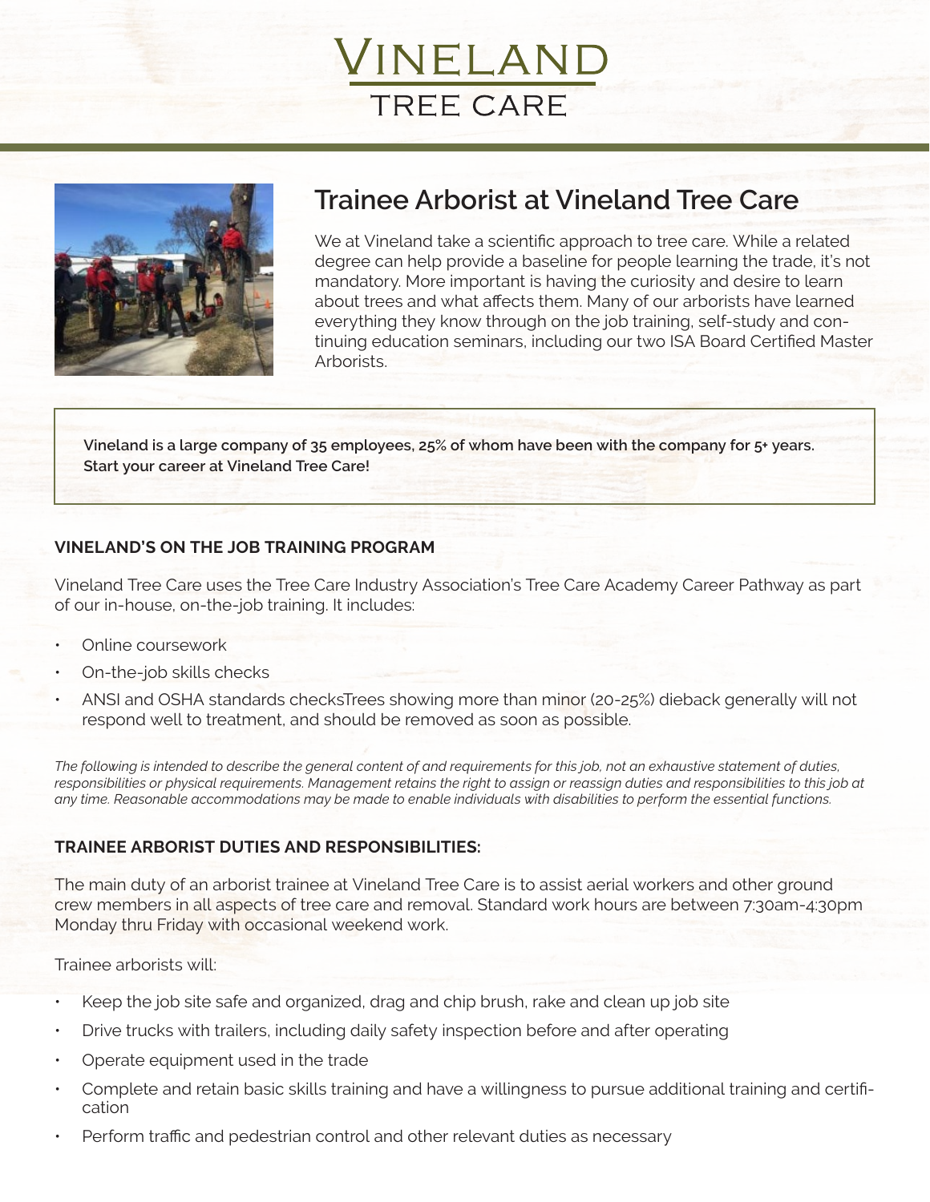# Vineland
## TREE CARE

## Trainee Arborist at Vineland Tree Care

We at Vineland take a scientific approach to tree care. While a related degree can help provide a baseline for people learning the trade, it's not mandatory. More important is having the curiosity and desire to learn about trees and what affects them. Many of our arborists have learned everything they know through on the job training, self-study and continuing education seminars, including our two ISA Board Certified Master Arborists.

**Vineland is a large company of 35 employees, 25% of whom have been with the company for 5+ years. Start your career at Vineland Tree Care!**

### VINELAND'S ON THE JOB TRAINING PROGRAM

Vineland Tree Care uses the Tree Care Industry Association's Tree Care Academy Career Pathway as part of our in-house, on-the-job training. It includes:

- Online coursework
- On-the-job skills checks
- ANSI and OSHA standards checksTrees showing more than minor (20-25%) dieback generally will not respond well to treatment, and should be removed as soon as possible.

*The following is intended to describe the general content of and requirements for this job, not an exhaustive statement of duties, responsibilities or physical requirements. Management retains the right to assign or reassign duties and responsibilities to this job at any time. Reasonable accommodations may be made to enable individuals with disabilities to perform the essential functions.*

### TRAINEE ARBORIST DUTIES AND RESPONSIBILITIES:

The main duty of an arborist trainee at Vineland Tree Care is to assist aerial workers and other ground crew members in all aspects of tree care and removal. Standard work hours are between 7:30am-4:30pm Monday thru Friday with occasional weekend work.

Trainee arborists will:

- Keep the job site safe and organized, drag and chip brush, rake and clean up job site
- Drive trucks with trailers, including daily safety inspection before and after operating
- Operate equipment used in the trade
- Complete and retain basic skills training and have a willingness to pursue additional training and certification
- Perform traffic and pedestrian control and other relevant duties as necessary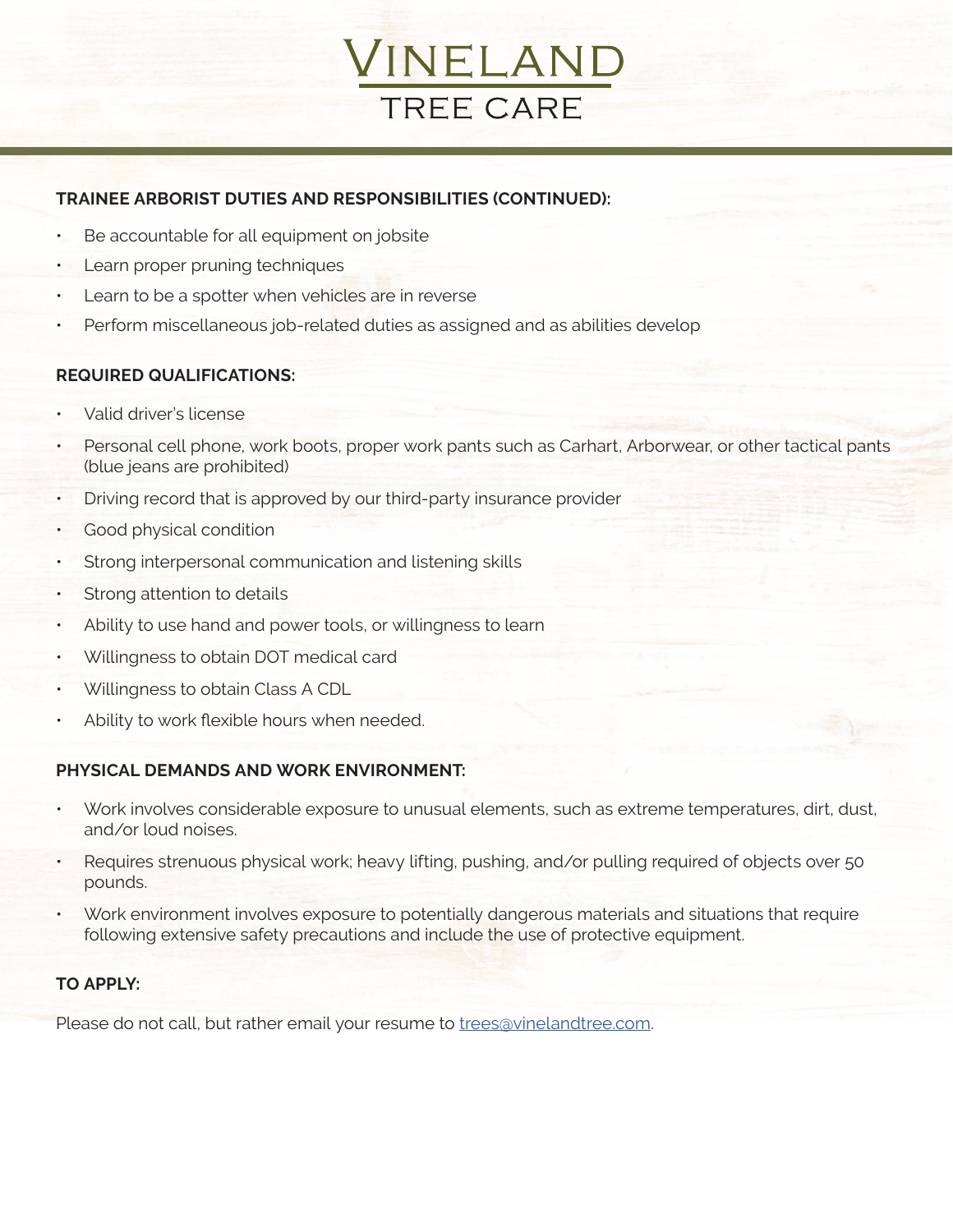# VINELAND
## TREE CARE

**TRAINEE ARBORIST DUTIES AND RESPONSIBILITIES (CONTINUED):**

- Be accountable for all equipment on jobsite
- Learn proper pruning techniques
- Learn to be a spotter when vehicles are in reverse
- Perform miscellaneous job-related duties as assigned and as abilities develop

**REQUIRED QUALIFICATIONS:**

- Valid driver's license
- Personal cell phone, work boots, proper work pants such as Carhart, Arborwear, or other tactical pants (blue jeans are prohibited)
- Driving record that is approved by our third-party insurance provider
- Good physical condition
- Strong interpersonal communication and listening skills
- Strong attention to details
- Ability to use hand and power tools, or willingness to learn
- Willingness to obtain DOT medical card
- Willingness to obtain Class A CDL
- Ability to work flexible hours when needed.

**PHYSICAL DEMANDS AND WORK ENVIRONMENT:**

- Work involves considerable exposure to unusual elements, such as extreme temperatures, dirt, dust, and/or loud noises.
- Requires strenuous physical work; heavy lifting, pushing, and/or pulling required of objects over 50 pounds.
- Work environment involves exposure to potentially dangerous materials and situations that require following extensive safety precautions and include the use of protective equipment.

**TO APPLY:**

Please do not call, but rather email your resume to trees@vinelandtree.com.